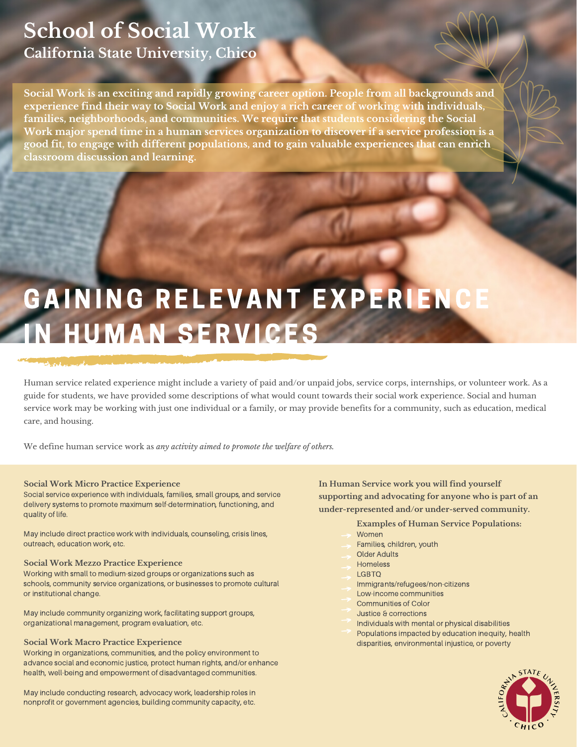# School of Social Work

## California State University, Chico

**Social Work is an exciting and rapidly growing career option. People from all backgrounds and experience find their way to Social Work and enjoy a rich career of working with individuals, families, neighborhoods, and communities. We require that students considering the Social Work major spend time in a human services organization to discover if a service profession is a good fit, to engage with different populations, and to gain valuable experiences that can enrich classroom discussion and learning.**

# GAINING RELEVANT EXPERIENCE IN HUMAN SERVICES

Human service related experience might include a variety of paid and/or unpaid jobs, service corps, internships, or volunteer work. As a guide for students, we have provided some descriptions of what would count towards their social work experience. Social and human service work may be working with just one individual or a family, or may provide benefits for a community, such as education, medical care, and housing.

We define human service work as *any activity aimed to promote the welfare of others.*

### Social Work Micro Practice Experience

Social service experience with individuals, families, small groups, and service delivery systems to promote maximum self-determination, functioning, and quality of life.

May include direct practice work with individuals, counseling, crisis lines, outreach, education work, etc.

### Social Work Mezzo Practice Experience

Working with small to medium-sized groups or organizations such as schools, community service organizations, or businesses to promote cultural or institutional change.

May include community organizing work, facilitating support groups, organizational management, program evaluation, etc.

### Social Work Macro Practice Experience

Working in organizations, communities, and the policy environment to advance social and economic justice, protect human rights, and/or enhance health, well-being and empowerment of disadvantaged communities.

May include conducting research, advocacy work, leadership roles in nonprofit or government agencies, building community capacity, etc.

**In Human Service work you will find yourself supporting and advocating for anyone who is part of an under-represented and/or under-served community.**

**Examples of Human Service Populations:**

- Women
- Families, children, youth
- Older Adults
- Homeless
- LGBTQ
- Immigrants/refugees/non-citizens
- Low-income communities
- Communities of Color
- Justice & corrections
- Individuals with mental or physical disabilities
- Populations impacted by education inequity, health disparities, environmental injustice, or poverty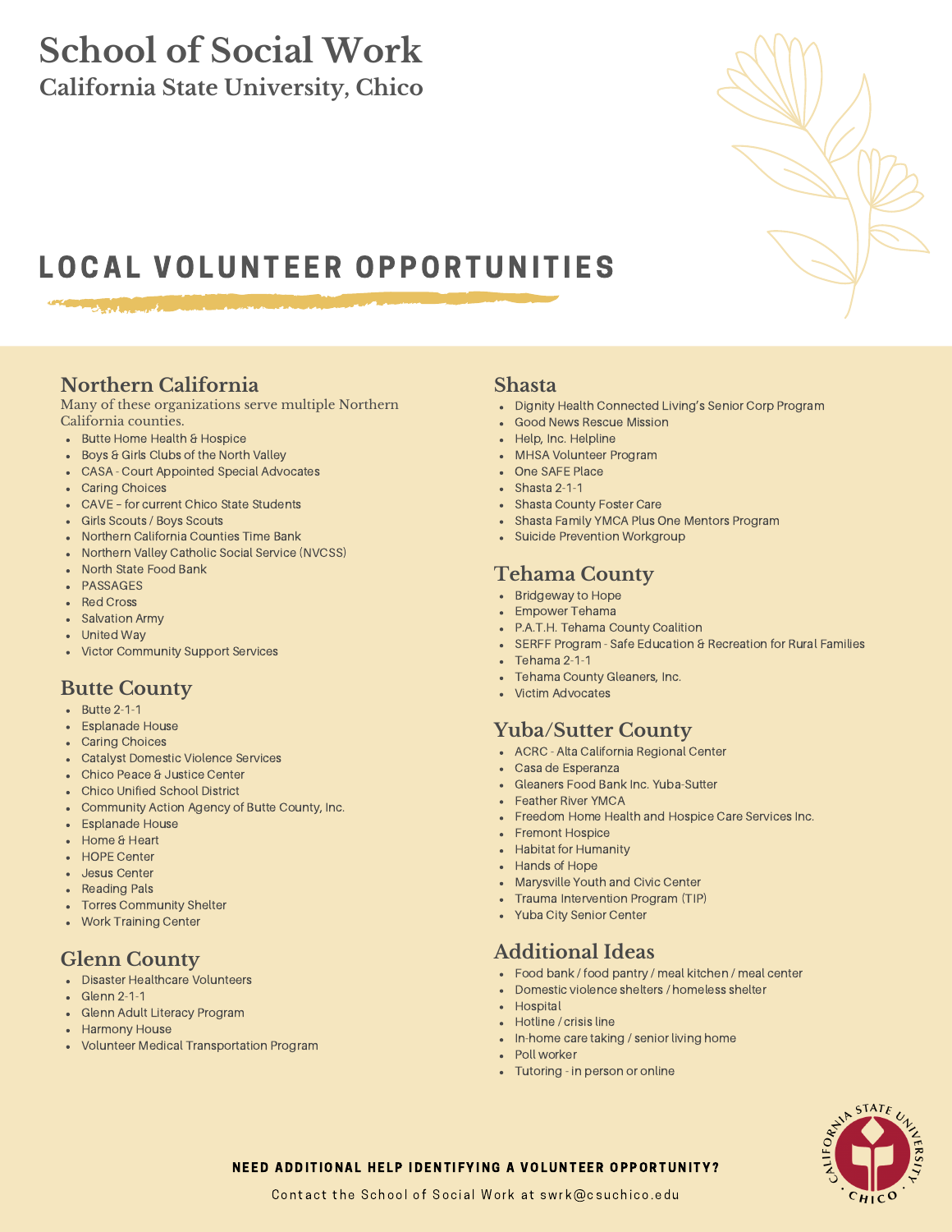# School of Social Work
## California State University, Chico

# LOCAL VOLUNTEER OPPORTUNITIES

## Northern California

Many of these organizations serve multiple Northern California counties.

- Butte Home Health & Hospice
- Boys & Girls Clubs of the North Valley
- CASA - Court Appointed Special Advocates
- Caring Choices
- CAVE – for current Chico State Students
- Girls Scouts / Boys Scouts
- Northern California Counties Time Bank
- Northern Valley Catholic Social Service (NVCSS)
- North State Food Bank
- PASSAGES
- Red Cross
- Salvation Army
- United Way
- Victor Community Support Services

## Butte County

- Butte 2-1-1
- Esplanade House
- Caring Choices
- Catalyst Domestic Violence Services
- Chico Peace & Justice Center
- Chico Unified School District
- Community Action Agency of Butte County, Inc.
- Esplanade House
- Home & Heart
- HOPE Center
- Jesus Center
- Reading Pals
- Torres Community Shelter
- Work Training Center

## Glenn County

- Disaster Healthcare Volunteers
- Glenn 2-1-1
- Glenn Adult Literacy Program
- Harmony House
- Volunteer Medical Transportation Program

## Shasta

- Dignity Health Connected Living's Senior Corp Program
- Good News Rescue Mission
- Help, Inc. Helpline
- MHSA Volunteer Program
- One SAFE Place
- Shasta 2-1-1
- Shasta County Foster Care
- Shasta Family YMCA Plus One Mentors Program
- Suicide Prevention Workgroup

## Tehama County

- Bridgeway to Hope
- Empower Tehama
- P.A.T.H. Tehama County Coalition
- SERFF Program - Safe Education & Recreation for Rural Families
- Tehama 2-1-1
- Tehama County Gleaners, Inc.
- Victim Advocates

## Yuba/Sutter County

- ACRC - Alta California Regional Center
- Casa de Esperanza
- Gleaners Food Bank Inc. Yuba-Sutter
- Feather River YMCA
- Freedom Home Health and Hospice Care Services Inc.
- Fremont Hospice
- Habitat for Humanity
- Hands of Hope
- Marysville Youth and Civic Center
- Trauma Intervention Program (TIP)
- Yuba City Senior Center

## Additional Ideas

- Food bank / food pantry / meal kitchen / meal center
- Domestic violence shelters / homeless shelter
- Hospital
- Hotline / crisis line
- In-home care taking / senior living home
- Poll worker
- Tutoring - in person or online

**NEED ADDITIONAL HELP IDENTIFYING A VOLUNTEER OPPORTUNITY?**

Contact the School of Social Work at swrk@csuchico.edu